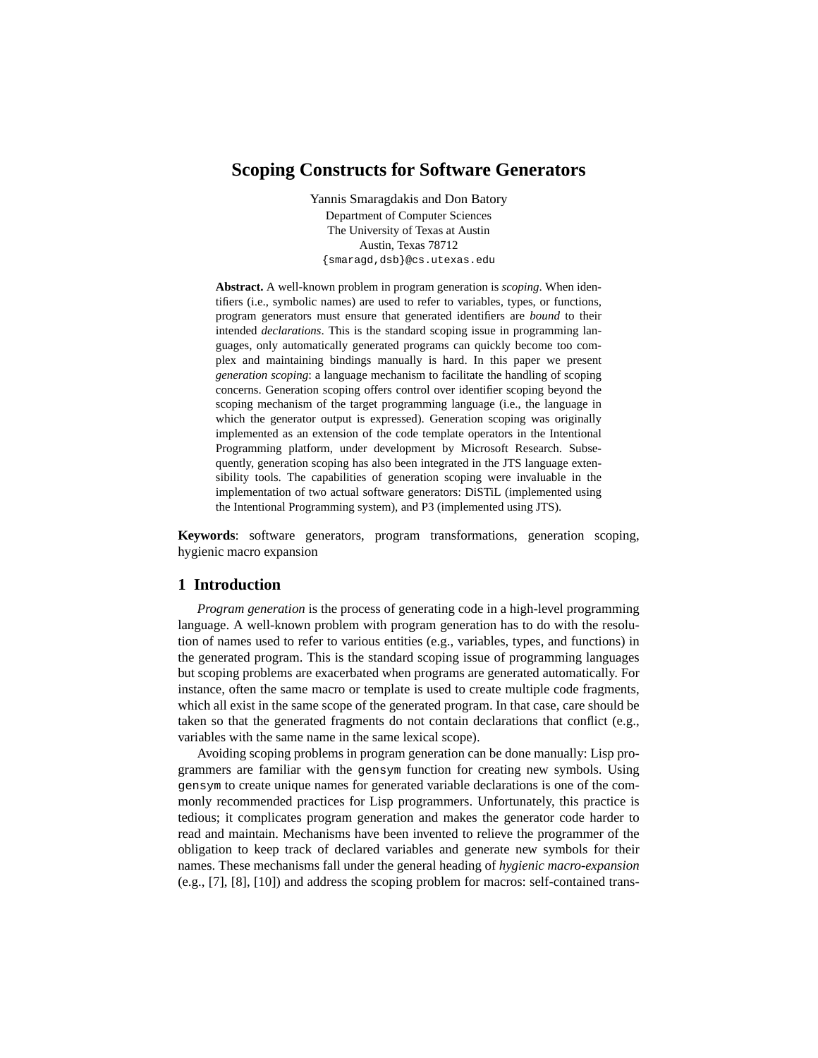# Scoping Constructs for Software Generators

Yannis Smaragdakis and Don Batory
Department of Computer Sciences
The University of Texas at Austin
Austin, Texas 78712
`{smaragd,dsb}@cs.utexas.edu`

**Abstract.** A well-known problem in program generation is *scoping*. When identifiers (i.e., symbolic names) are used to refer to variables, types, or functions, program generators must ensure that generated identifiers are *bound* to their intended *declarations*. This is the standard scoping issue in programming languages, only automatically generated programs can quickly become too complex and maintaining bindings manually is hard. In this paper we present *generation scoping*: a language mechanism to facilitate the handling of scoping concerns. Generation scoping offers control over identifier scoping beyond the scoping mechanism of the target programming language (i.e., the language in which the generator output is expressed). Generation scoping was originally implemented as an extension of the code template operators in the Intentional Programming platform, under development by Microsoft Research. Subsequently, generation scoping has also been integrated in the JTS language extensibility tools. The capabilities of generation scoping were invaluable in the implementation of two actual software generators: DiSTiL (implemented using the Intentional Programming system), and P3 (implemented using JTS).

**Keywords**: software generators, program transformations, generation scoping, hygienic macro expansion

## 1 Introduction

*Program generation* is the process of generating code in a high-level programming language. A well-known problem with program generation has to do with the resolution of names used to refer to various entities (e.g., variables, types, and functions) in the generated program. This is the standard scoping issue of programming languages but scoping problems are exacerbated when programs are generated automatically. For instance, often the same macro or template is used to create multiple code fragments, which all exist in the same scope of the generated program. In that case, care should be taken so that the generated fragments do not contain declarations that conflict (e.g., variables with the same name in the same lexical scope).

Avoiding scoping problems in program generation can be done manually: Lisp programmers are familiar with the `gensym` function for creating new symbols. Using `gensym` to create unique names for generated variable declarations is one of the commonly recommended practices for Lisp programmers. Unfortunately, this practice is tedious; it complicates program generation and makes the generator code harder to read and maintain. Mechanisms have been invented to relieve the programmer of the obligation to keep track of declared variables and generate new symbols for their names. These mechanisms fall under the general heading of *hygienic macro-expansion* (e.g., [7], [8], [10]) and address the scoping problem for macros: self-contained trans-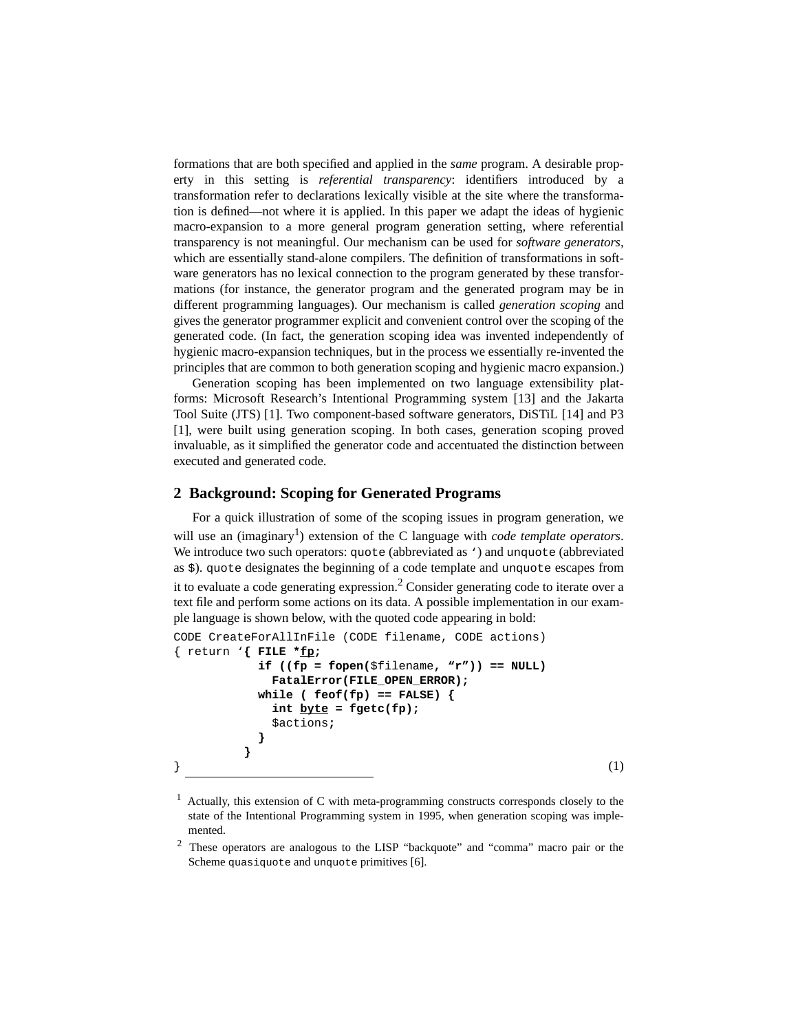formations that are both specified and applied in the *same* program. A desirable property in this setting is *referential transparency*: identifiers introduced by a transformation refer to declarations lexically visible at the site where the transformation is defined—not where it is applied. In this paper we adapt the ideas of hygienic macro-expansion to a more general program generation setting, where referential transparency is not meaningful. Our mechanism can be used for *software generators*, which are essentially stand-alone compilers. The definition of transformations in software generators has no lexical connection to the program generated by these transformations (for instance, the generator program and the generated program may be in different programming languages). Our mechanism is called *generation scoping* and gives the generator programmer explicit and convenient control over the scoping of the generated code. (In fact, the generation scoping idea was invented independently of hygienic macro-expansion techniques, but in the process we essentially re-invented the principles that are common to both generation scoping and hygienic macro expansion.)

Generation scoping has been implemented on two language extensibility platforms: Microsoft Research's Intentional Programming system [13] and the Jakarta Tool Suite (JTS) [1]. Two component-based software generators, DiSTiL [14] and P3 [1], were built using generation scoping. In both cases, generation scoping proved invaluable, as it simplified the generator code and accentuated the distinction between executed and generated code.

## 2 Background: Scoping for Generated Programs

For a quick illustration of some of the scoping issues in program generation, we will use an (imaginary[1]) extension of the C language with *code template operators*. We introduce two such operators: `quote` (abbreviated as `‘`) and `unquote` (abbreviated as `$`). `quote` designates the beginning of a code template and `unquote` escapes from it to evaluate a code generating expression.[2] Consider generating code to iterate over a text file and perform some actions on its data. A possible implementation in our example language is shown below, with the quoted code appearing in bold:

```
CODE CreateForAllInFile (CODE filename, CODE actions)
{ return ‘{ FILE *fp;
            if ((fp = fopen($filename, ”r”)) == NULL)
              FatalError(FILE_OPEN_ERROR);
            while ( feof(fp) == FALSE) {
              int byte = fgetc(fp);
              $actions;
            }
          }
}                                                        (1)
```

[1] Actually, this extension of C with meta-programming constructs corresponds closely to the state of the Intentional Programming system in 1995, when generation scoping was implemented.

[2] These operators are analogous to the LISP “backquote” and “comma” macro pair or the Scheme `quasiquote` and `unquote` primitives [6].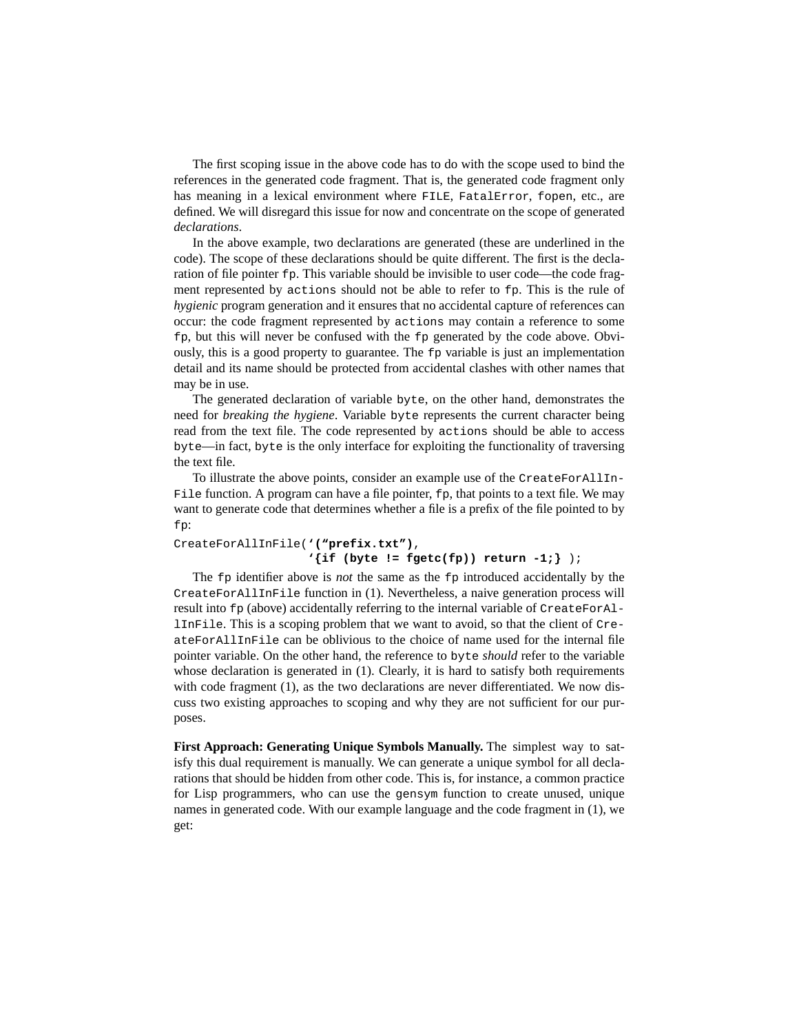The first scoping issue in the above code has to do with the scope used to bind the references in the generated code fragment. That is, the generated code fragment only has meaning in a lexical environment where `FILE`, `FatalError`, `fopen`, etc., are defined. We will disregard this issue for now and concentrate on the scope of generated *declarations*.

In the above example, two declarations are generated (these are underlined in the code). The scope of these declarations should be quite different. The first is the declaration of file pointer `fp`. This variable should be invisible to user code—the code fragment represented by `actions` should not be able to refer to `fp`. This is the rule of *hygienic* program generation and it ensures that no accidental capture of references can occur: the code fragment represented by `actions` may contain a reference to some `fp`, but this will never be confused with the `fp` generated by the code above. Obviously, this is a good property to guarantee. The `fp` variable is just an implementation detail and its name should be protected from accidental clashes with other names that may be in use.

The generated declaration of variable `byte`, on the other hand, demonstrates the need for *breaking the hygiene*. Variable `byte` represents the current character being read from the text file. The code represented by `actions` should be able to access `byte`—in fact, `byte` is the only interface for exploiting the functionality of traversing the text file.

To illustrate the above points, consider an example use of the `CreateForAllInFile` function. A program can have a file pointer, `fp`, that points to a text file. We may want to generate code that determines whether a file is a prefix of the file pointed to by `fp`:

```
CreateForAllInFile('("prefix.txt"),
                   '{if (byte != fgetc(fp)) return -1;} );
```

The `fp` identifier above is *not* the same as the `fp` introduced accidentally by the `CreateForAllInFile` function in (1). Nevertheless, a naive generation process will result into `fp` (above) accidentally referring to the internal variable of `CreateForAllInFile`. This is a scoping problem that we want to avoid, so that the client of `CreateForAllInFile` can be oblivious to the choice of name used for the internal file pointer variable. On the other hand, the reference to `byte` *should* refer to the variable whose declaration is generated in (1). Clearly, it is hard to satisfy both requirements with code fragment (1), as the two declarations are never differentiated. We now discuss two existing approaches to scoping and why they are not sufficient for our purposes.

**First Approach: Generating Unique Symbols Manually.** The simplest way to satisfy this dual requirement is manually. We can generate a unique symbol for all declarations that should be hidden from other code. This is, for instance, a common practice for Lisp programmers, who can use the `gensym` function to create unused, unique names in generated code. With our example language and the code fragment in (1), we get: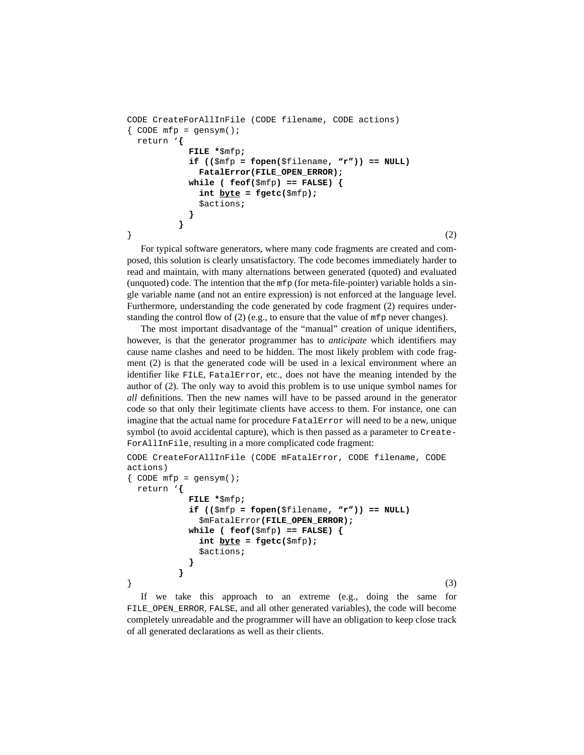```
CODE CreateForAllInFile (CODE filename, CODE actions)
{ CODE mfp = gensym();
  return ‘{
            FILE *$mfp;
            if (($mfp = fopen($filename, “r”)) == NULL)
              FatalError(FILE_OPEN_ERROR);
            while ( feof($mfp) == FALSE) {
              int byte = fgetc($mfp);
              $actions;
            }
          }
}                                                                    (2)
```

For typical software generators, where many code fragments are created and composed, this solution is clearly unsatisfactory. The code becomes immediately harder to read and maintain, with many alternations between generated (quoted) and evaluated (unquoted) code. The intention that the `mfp` (for meta-file-pointer) variable holds a single variable name (and not an entire expression) is not enforced at the language level. Furthermore, understanding the code generated by code fragment (2) requires understanding the control flow of (2) (e.g., to ensure that the value of `mfp` never changes).

The most important disadvantage of the “manual” creation of unique identifiers, however, is that the generator programmer has to *anticipate* which identifiers may cause name clashes and need to be hidden. The most likely problem with code fragment (2) is that the generated code will be used in a lexical environment where an identifier like `FILE`, `FatalError`, etc., does not have the meaning intended by the author of (2). The only way to avoid this problem is to use unique symbol names for *all* definitions. Then the new names will have to be passed around in the generator code so that only their legitimate clients have access to them. For instance, one can imagine that the actual name for procedure `FatalError` will need to be a new, unique symbol (to avoid accidental capture), which is then passed as a parameter to `CreateForAllInFile`, resulting in a more complicated code fragment:

```
CODE CreateForAllInFile (CODE mFatalError, CODE filename, CODE
actions)
{ CODE mfp = gensym();
  return ‘{
            FILE *$mfp;
            if (($mfp = fopen($filename, “r”)) == NULL)
              $mFatalError(FILE_OPEN_ERROR);
            while ( feof($mfp) == FALSE) {
              int byte = fgetc($mfp);
              $actions;
            }
          }
}                                                                    (3)
```

If we take this approach to an extreme (e.g., doing the same for `FILE_OPEN_ERROR`, `FALSE`, and all other generated variables), the code will become completely unreadable and the programmer will have an obligation to keep close track of all generated declarations as well as their clients.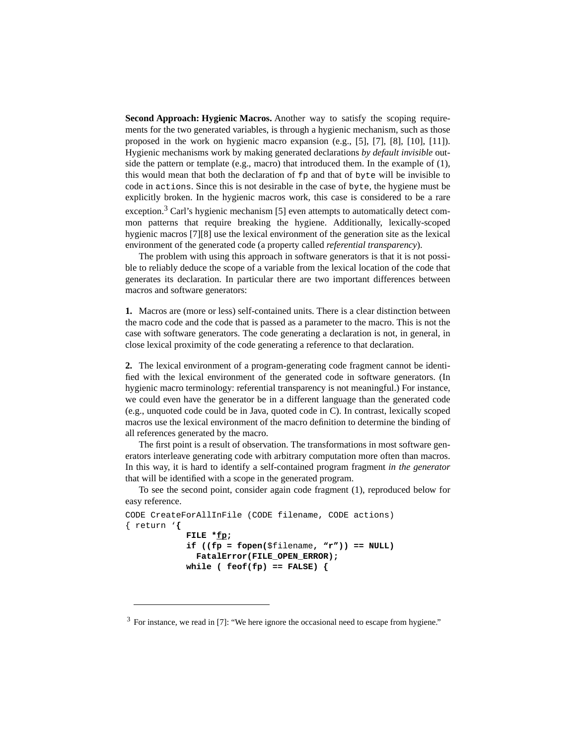**Second Approach: Hygienic Macros.** Another way to satisfy the scoping requirements for the two generated variables, is through a hygienic mechanism, such as those proposed in the work on hygienic macro expansion (e.g., [5], [7], [8], [10], [11]). Hygienic mechanisms work by making generated declarations *by default invisible* outside the pattern or template (e.g., macro) that introduced them. In the example of (1), this would mean that both the declaration of `fp` and that of `byte` will be invisible to code in `actions`. Since this is not desirable in the case of `byte`, the hygiene must be explicitly broken. In the hygienic macros work, this case is considered to be a rare exception.[3] Carl's hygienic mechanism [5] even attempts to automatically detect common patterns that require breaking the hygiene. Additionally, lexically-scoped hygienic macros [7][8] use the lexical environment of the generation site as the lexical environment of the generated code (a property called *referential transparency*).

The problem with using this approach in software generators is that it is not possible to reliably deduce the scope of a variable from the lexical location of the code that generates its declaration. In particular there are two important differences between macros and software generators:

**1.** Macros are (more or less) self-contained units. There is a clear distinction between the macro code and the code that is passed as a parameter to the macro. This is not the case with software generators. The code generating a declaration is not, in general, in close lexical proximity of the code generating a reference to that declaration.

**2.** The lexical environment of a program-generating code fragment cannot be identified with the lexical environment of the generated code in software generators. (In hygienic macro terminology: referential transparency is not meaningful.) For instance, we could even have the generator be in a different language than the generated code (e.g., unquoted code could be in Java, quoted code in C). In contrast, lexically scoped macros use the lexical environment of the macro definition to determine the binding of all references generated by the macro.

The first point is a result of observation. The transformations in most software generators interleave generating code with arbitrary computation more often than macros. In this way, it is hard to identify a self-contained program fragment *in the generator* that will be identified with a scope in the generated program.

To see the second point, consider again code fragment (1), reproduced below for easy reference.

```
CODE CreateForAllInFile (CODE filename, CODE actions)
{ return '{
            FILE *fp;
            if ((fp = fopen($filename, "r")) == NULL)
              FatalError(FILE_OPEN_ERROR);
            while ( feof(fp) == FALSE) {
```

[3] For instance, we read in [7]: "We here ignore the occasional need to escape from hygiene."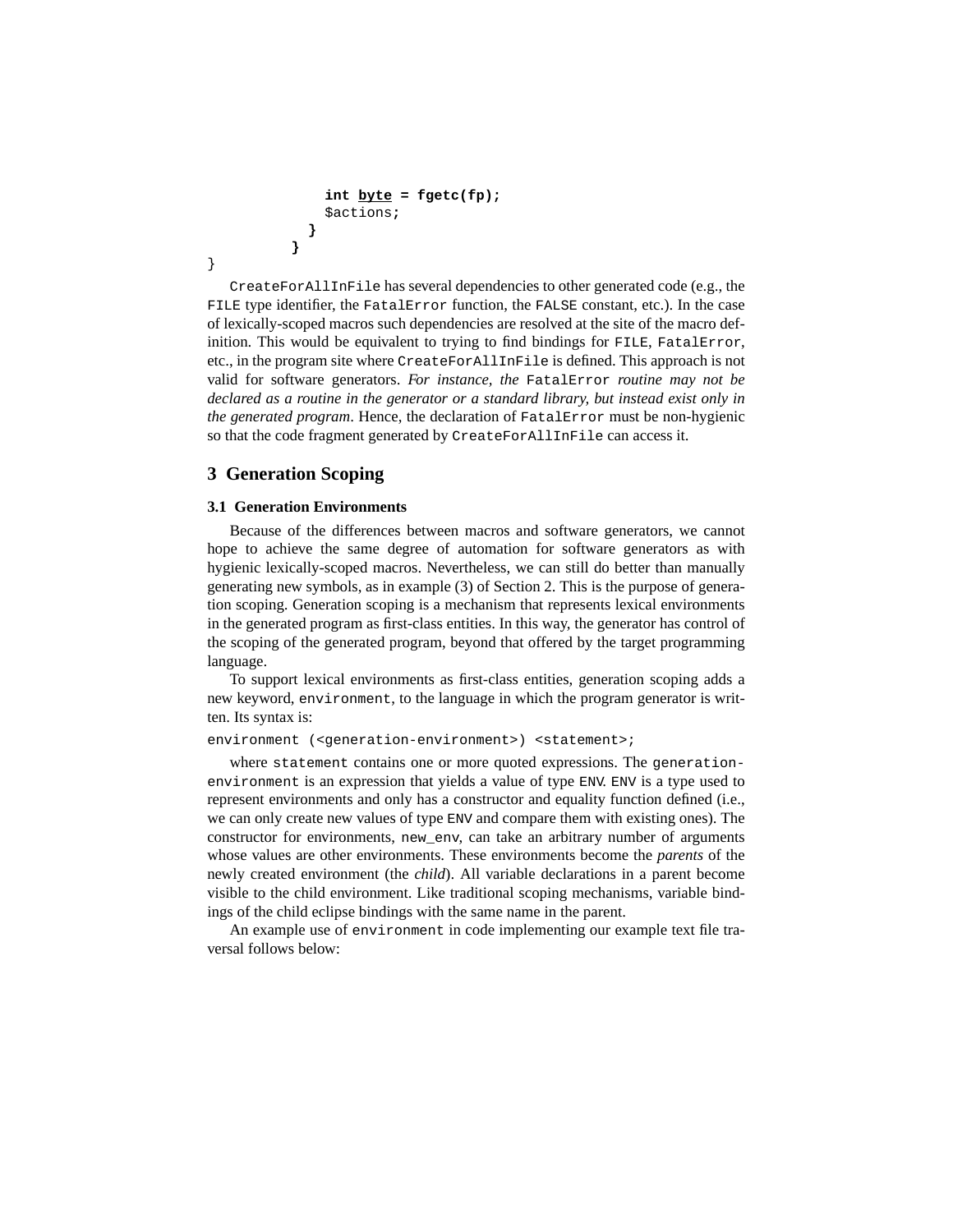```
                int byte = fgetc(fp);
                $actions;
            }
        }
}
```

CreateForAllInFile has several dependencies to other generated code (e.g., the FILE type identifier, the FatalError function, the FALSE constant, etc.). In the case of lexically-scoped macros such dependencies are resolved at the site of the macro definition. This would be equivalent to trying to find bindings for FILE, FatalError, etc., in the program site where CreateForAllInFile is defined. This approach is not valid for software generators. *For instance, the* FatalError *routine may not be declared as a routine in the generator or a standard library, but instead exist only in the generated program*. Hence, the declaration of FatalError must be non-hygienic so that the code fragment generated by CreateForAllInFile can access it.

## 3 Generation Scoping

### 3.1 Generation Environments

Because of the differences between macros and software generators, we cannot hope to achieve the same degree of automation for software generators as with hygienic lexically-scoped macros. Nevertheless, we can still do better than manually generating new symbols, as in example (3) of Section 2. This is the purpose of generation scoping. Generation scoping is a mechanism that represents lexical environments in the generated program as first-class entities. In this way, the generator has control of the scoping of the generated program, beyond that offered by the target programming language.

To support lexical environments as first-class entities, generation scoping adds a new keyword, environment, to the language in which the program generator is written. Its syntax is:

```
environment (<generation-environment>) <statement>;
```

where statement contains one or more quoted expressions. The generation-environment is an expression that yields a value of type ENV. ENV is a type used to represent environments and only has a constructor and equality function defined (i.e., we can only create new values of type ENV and compare them with existing ones). The constructor for environments, new_env, can take an arbitrary number of arguments whose values are other environments. These environments become the *parents* of the newly created environment (the *child*). All variable declarations in a parent become visible to the child environment. Like traditional scoping mechanisms, variable bindings of the child eclipse bindings with the same name in the parent.

An example use of environment in code implementing our example text file traversal follows below: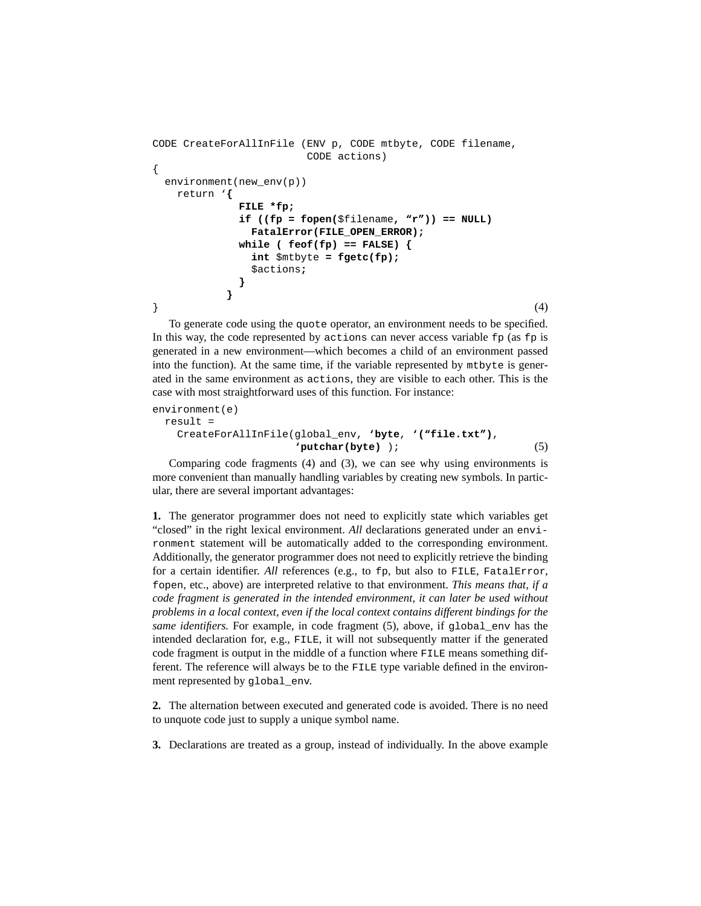```
CODE CreateForAllInFile (ENV p, CODE mtbyte, CODE filename,
                         CODE actions)
{
  environment(new_env(p))
    return '{
              FILE *fp;
              if ((fp = fopen($filename, "r")) == NULL)
                FatalError(FILE_OPEN_ERROR);
              while ( feof(fp) == FALSE) {
                int $mtbyte = fgetc(fp);
                $actions;
              }
            }
}                                                              (4)
```

To generate code using the quote operator, an environment needs to be specified. In this way, the code represented by actions can never access variable fp (as fp is generated in a new environment—which becomes a child of an environment passed into the function). At the same time, if the variable represented by mtbyte is generated in the same environment as actions, they are visible to each other. This is the case with most straightforward uses of this function. For instance:

```
environment(e)
  result =
    CreateForAllInFile(global_env, 'byte, '("file.txt"),
                       'putchar(byte) );                       (5)
```

Comparing code fragments (4) and (3), we can see why using environments is more convenient than manually handling variables by creating new symbols. In particular, there are several important advantages:

**1.** The generator programmer does not need to explicitly state which variables get "closed" in the right lexical environment. *All* declarations generated under an environment statement will be automatically added to the corresponding environment. Additionally, the generator programmer does not need to explicitly retrieve the binding for a certain identifier. *All* references (e.g., to fp, but also to FILE, FatalError, fopen, etc., above) are interpreted relative to that environment. *This means that, if a code fragment is generated in the intended environment, it can later be used without problems in a local context, even if the local context contains different bindings for the same identifiers.* For example, in code fragment (5), above, if global_env has the intended declaration for, e.g., FILE, it will not subsequently matter if the generated code fragment is output in the middle of a function where FILE means something different. The reference will always be to the FILE type variable defined in the environment represented by global_env.

**2.** The alternation between executed and generated code is avoided. There is no need to unquote code just to supply a unique symbol name.

**3.** Declarations are treated as a group, instead of individually. In the above example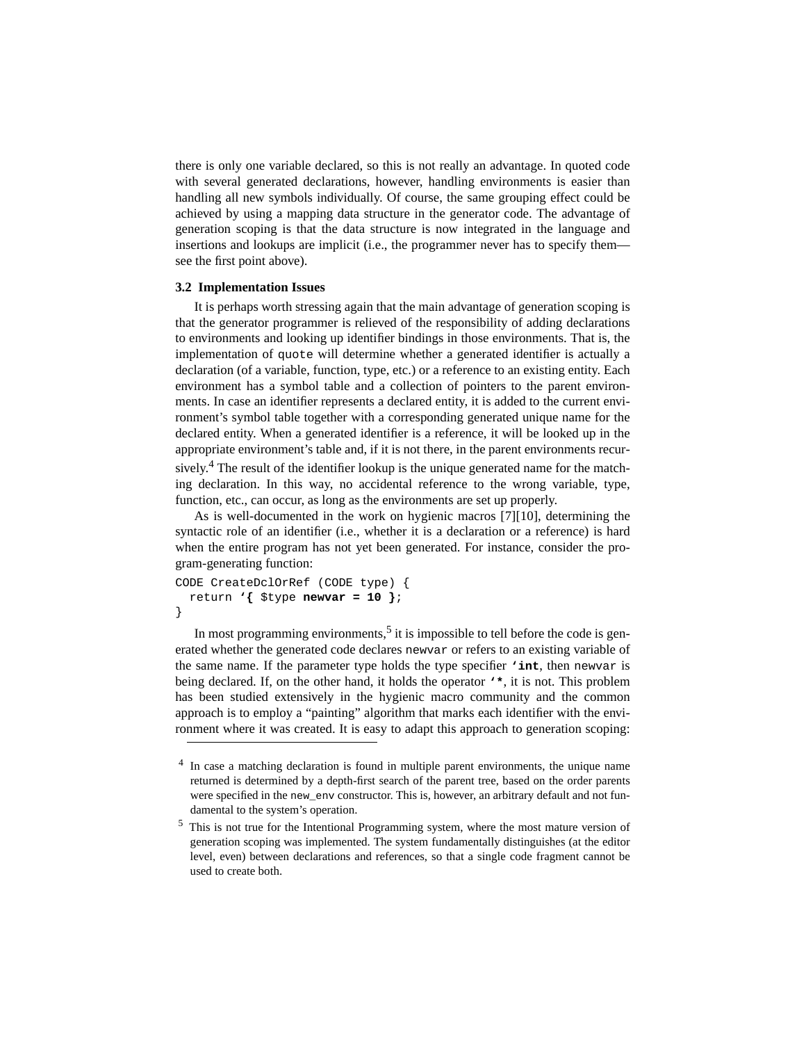there is only one variable declared, so this is not really an advantage. In quoted code with several generated declarations, however, handling environments is easier than handling all new symbols individually. Of course, the same grouping effect could be achieved by using a mapping data structure in the generator code. The advantage of generation scoping is that the data structure is now integrated in the language and insertions and lookups are implicit (i.e., the programmer never has to specify them—see the first point above).

### 3.2 Implementation Issues

It is perhaps worth stressing again that the main advantage of generation scoping is that the generator programmer is relieved of the responsibility of adding declarations to environments and looking up identifier bindings in those environments. That is, the implementation of `quote` will determine whether a generated identifier is actually a declaration (of a variable, function, type, etc.) or a reference to an existing entity. Each environment has a symbol table and a collection of pointers to the parent environments. In case an identifier represents a declared entity, it is added to the current environment's symbol table together with a corresponding generated unique name for the declared entity. When a generated identifier is a reference, it will be looked up in the appropriate environment's table and, if it is not there, in the parent environments recursively.[4] The result of the identifier lookup is the unique generated name for the matching declaration. In this way, no accidental reference to the wrong variable, type, function, etc., can occur, as long as the environments are set up properly.

As is well-documented in the work on hygienic macros [7][10], determining the syntactic role of an identifier (i.e., whether it is a declaration or a reference) is hard when the entire program has not yet been generated. For instance, consider the program-generating function:

```
CODE CreateDclOrRef (CODE type) {
  return '{ $type newvar = 10 };
}
```

In most programming environments,[5] it is impossible to tell before the code is generated whether the generated code declares `newvar` or refers to an existing variable of the same name. If the parameter type holds the type specifier **`'int`**, then `newvar` is being declared. If, on the other hand, it holds the operator **`'*`**, it is not. This problem has been studied extensively in the hygienic macro community and the common approach is to employ a "painting" algorithm that marks each identifier with the environment where it was created. It is easy to adapt this approach to generation scoping:

---

[4] In case a matching declaration is found in multiple parent environments, the unique name returned is determined by a depth-first search of the parent tree, based on the order parents were specified in the `new_env` constructor. This is, however, an arbitrary default and not fundamental to the system's operation.

[5] This is not true for the Intentional Programming system, where the most mature version of generation scoping was implemented. The system fundamentally distinguishes (at the editor level, even) between declarations and references, so that a single code fragment cannot be used to create both.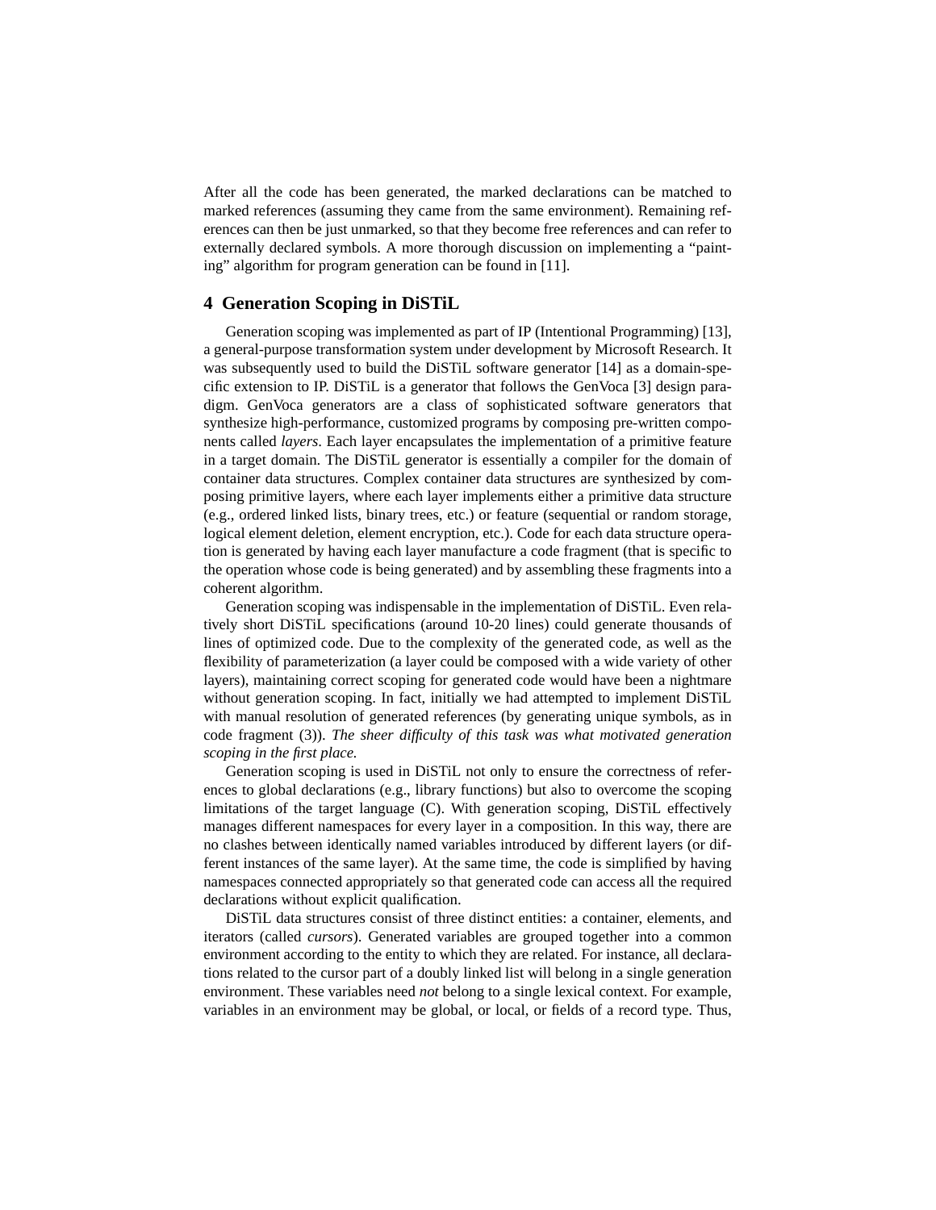After all the code has been generated, the marked declarations can be matched to marked references (assuming they came from the same environment). Remaining references can then be just unmarked, so that they become free references and can refer to externally declared symbols. A more thorough discussion on implementing a "painting" algorithm for program generation can be found in [11].

## 4 Generation Scoping in DiSTiL

Generation scoping was implemented as part of IP (Intentional Programming) [13], a general-purpose transformation system under development by Microsoft Research. It was subsequently used to build the DiSTiL software generator [14] as a domain-specific extension to IP. DiSTiL is a generator that follows the GenVoca [3] design paradigm. GenVoca generators are a class of sophisticated software generators that synthesize high-performance, customized programs by composing pre-written components called *layers*. Each layer encapsulates the implementation of a primitive feature in a target domain. The DiSTiL generator is essentially a compiler for the domain of container data structures. Complex container data structures are synthesized by composing primitive layers, where each layer implements either a primitive data structure (e.g., ordered linked lists, binary trees, etc.) or feature (sequential or random storage, logical element deletion, element encryption, etc.). Code for each data structure operation is generated by having each layer manufacture a code fragment (that is specific to the operation whose code is being generated) and by assembling these fragments into a coherent algorithm.

Generation scoping was indispensable in the implementation of DiSTiL. Even relatively short DiSTiL specifications (around 10-20 lines) could generate thousands of lines of optimized code. Due to the complexity of the generated code, as well as the flexibility of parameterization (a layer could be composed with a wide variety of other layers), maintaining correct scoping for generated code would have been a nightmare without generation scoping. In fact, initially we had attempted to implement DiSTiL with manual resolution of generated references (by generating unique symbols, as in code fragment (3)). *The sheer difficulty of this task was what motivated generation scoping in the first place.*

Generation scoping is used in DiSTiL not only to ensure the correctness of references to global declarations (e.g., library functions) but also to overcome the scoping limitations of the target language (C). With generation scoping, DiSTiL effectively manages different namespaces for every layer in a composition. In this way, there are no clashes between identically named variables introduced by different layers (or different instances of the same layer). At the same time, the code is simplified by having namespaces connected appropriately so that generated code can access all the required declarations without explicit qualification.

DiSTiL data structures consist of three distinct entities: a container, elements, and iterators (called *cursors*). Generated variables are grouped together into a common environment according to the entity to which they are related. For instance, all declarations related to the cursor part of a doubly linked list will belong in a single generation environment. These variables need *not* belong to a single lexical context. For example, variables in an environment may be global, or local, or fields of a record type. Thus,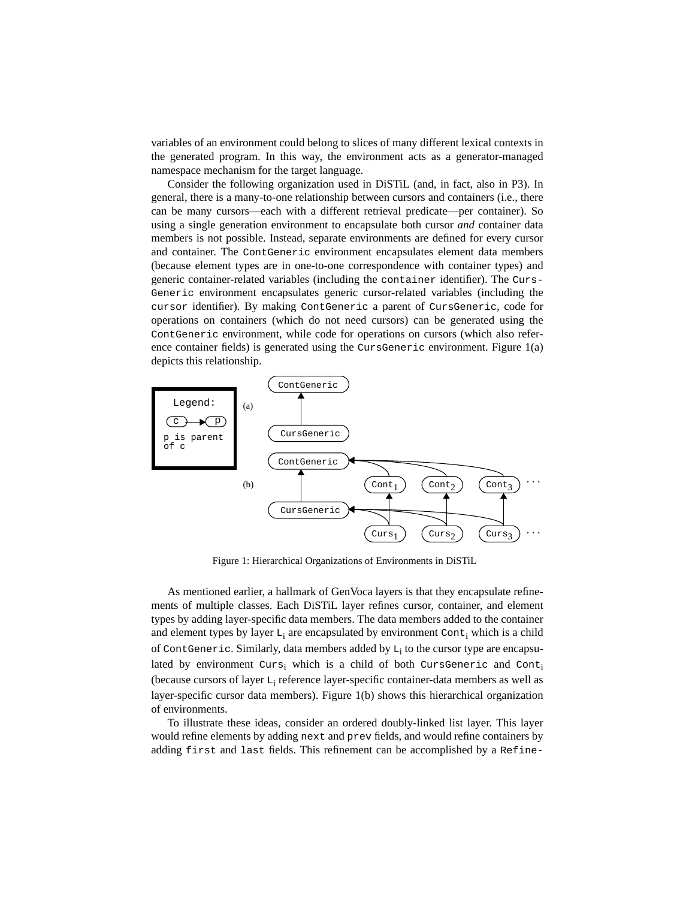variables of an environment could belong to slices of many different lexical contexts in the generated program. In this way, the environment acts as a generator-managed namespace mechanism for the target language.

Consider the following organization used in DiSTiL (and, in fact, also in P3). In general, there is a many-to-one relationship between cursors and containers (i.e., there can be many cursors—each with a different retrieval predicate—per container). So using a single generation environment to encapsulate both cursor *and* container data members is not possible. Instead, separate environments are defined for every cursor and container. The `ContGeneric` environment encapsulates element data members (because element types are in one-to-one correspondence with container types) and generic container-related variables (including the `container` identifier). The `CursGeneric` environment encapsulates generic cursor-related variables (including the `cursor` identifier). By making `ContGeneric` a parent of `CursGeneric`, code for operations on containers (which do not need cursors) can be generated using the `ContGeneric` environment, while code for operations on cursors (which also reference container fields) is generated using the `CursGeneric` environment. Figure 1(a) depicts this relationship.

Figure 1: Hierarchical Organizations of Environments in DiSTiL

As mentioned earlier, a hallmark of GenVoca layers is that they encapsulate refinements of multiple classes. Each DiSTiL layer refines cursor, container, and element types by adding layer-specific data members. The data members added to the container and element types by layer $L_i$ are encapsulated by environment $Cont_i$ which is a child of `ContGeneric`. Similarly, data members added by $L_i$ to the cursor type are encapsulated by environment $Curs_i$ which is a child of both `CursGeneric` and $Cont_i$ (because cursors of layer $L_i$ reference layer-specific container-data members as well as layer-specific cursor data members). Figure 1(b) shows this hierarchical organization of environments.

To illustrate these ideas, consider an ordered doubly-linked list layer. This layer would refine elements by adding `next` and `prev` fields, and would refine containers by adding `first` and `last` fields. This refinement can be accomplished by a `Refine-`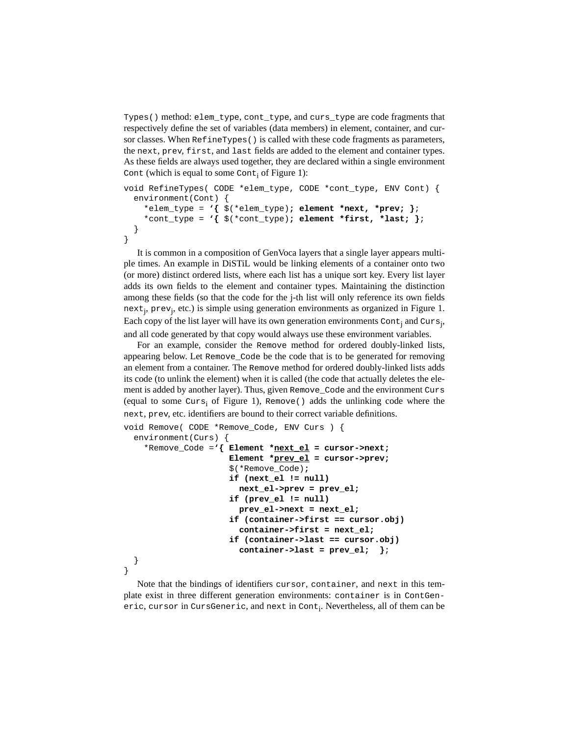Types() method: elem_type, cont_type, and curs_type are code fragments that respectively define the set of variables (data members) in element, container, and cursor classes. When RefineTypes() is called with these code fragments as parameters, the next, prev, first, and last fields are added to the element and container types. As these fields are always used together, they are declared within a single environment Cont (which is equal to some $\texttt{Cont}_i$ of Figure 1):

```
void RefineTypes( CODE *elem_type, CODE *cont_type, ENV Cont) {
  environment(Cont) {
    *elem_type = '{ $(*elem_type); element *next, *prev; };
    *cont_type = '{ $(*cont_type); element *first, *last; };
  }
}
```

It is common in a composition of GenVoca layers that a single layer appears multiple times. An example in DiSTiL would be linking elements of a container onto two (or more) distinct ordered lists, where each list has a unique sort key. Every list layer adds its own fields to the element and container types. Maintaining the distinction among these fields (so that the code for the j-th list will only reference its own fields $\texttt{next}_j$, $\texttt{prev}_j$, etc.) is simple using generation environments as organized in Figure 1. Each copy of the list layer will have its own generation environments $\texttt{Cont}_j$ and $\texttt{Curs}_j$, and all code generated by that copy would always use these environment variables.

For an example, consider the Remove method for ordered doubly-linked lists, appearing below. Let Remove_Code be the code that is to be generated for removing an element from a container. The Remove method for ordered doubly-linked lists adds its code (to unlink the element) when it is called (the code that actually deletes the element is added by another layer). Thus, given Remove_Code and the environment Curs (equal to some $\texttt{Curs}_i$ of Figure 1), Remove() adds the unlinking code where the next, prev, etc. identifiers are bound to their correct variable definitions.

```
void Remove( CODE *Remove_Code, ENV Curs ) {
  environment(Curs) {
    *Remove_Code ='{ Element *next_el = cursor->next;
                     Element *prev_el = cursor->prev;
                     $(*Remove_Code);
                     if (next_el != null)
                       next_el->prev = prev_el;
                     if (prev_el != null)
                       prev_el->next = next_el;
                     if (container->first == cursor.obj)
                       container->first = next_el;
                     if (container->last == cursor.obj)
                       container->last = prev_el;  };
  }
}
```

Note that the bindings of identifiers cursor, container, and next in this template exist in three different generation environments: container is in ContGeneric, cursor in CursGeneric, and next in $\texttt{Cont}_i$. Nevertheless, all of them can be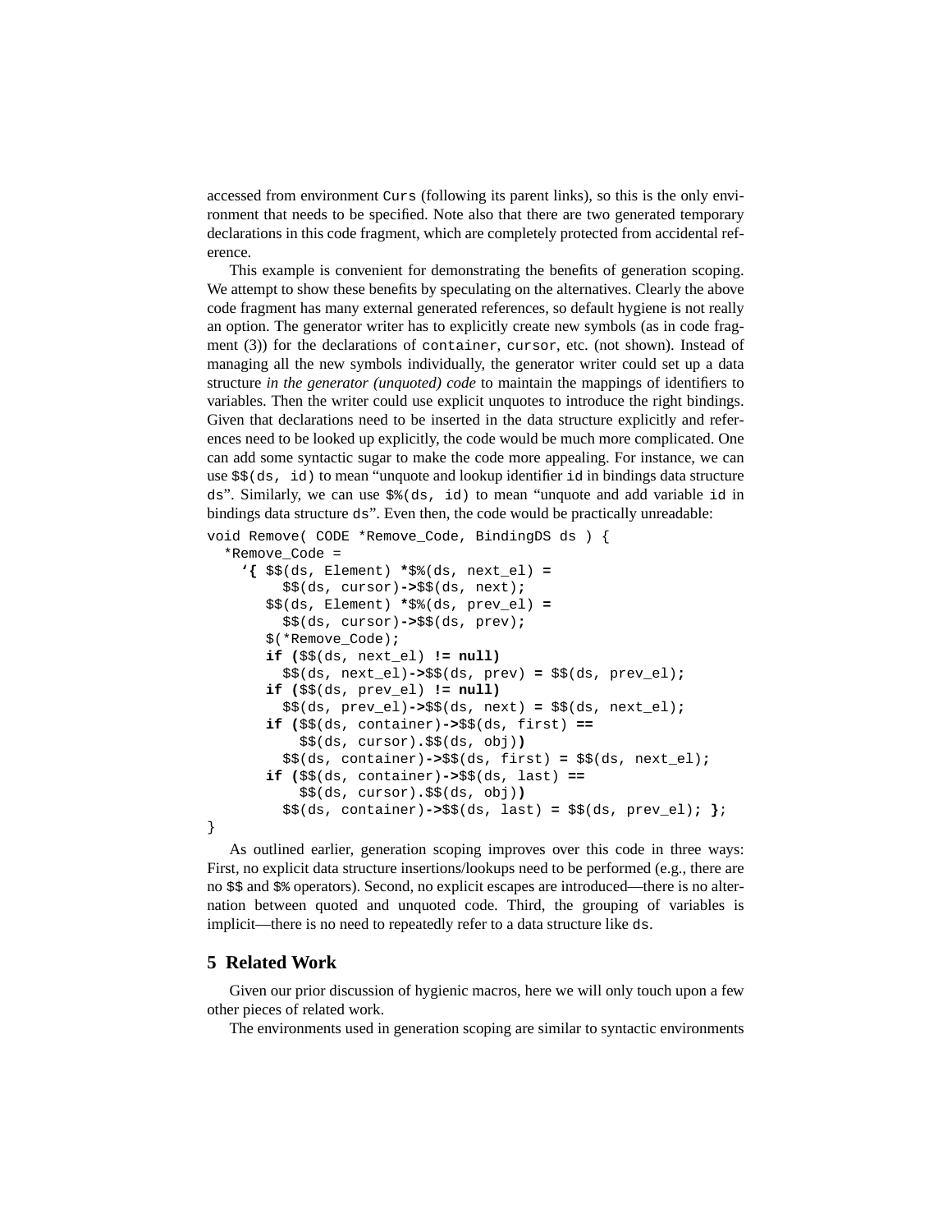accessed from environment `Curs` (following its parent links), so this is the only environment that needs to be specified. Note also that there are two generated temporary declarations in this code fragment, which are completely protected from accidental reference.

This example is convenient for demonstrating the benefits of generation scoping. We attempt to show these benefits by speculating on the alternatives. Clearly the above code fragment has many external generated references, so default hygiene is not really an option. The generator writer has to explicitly create new symbols (as in code fragment (3)) for the declarations of `container`, `cursor`, etc. (not shown). Instead of managing all the new symbols individually, the generator writer could set up a data structure *in the generator (unquoted) code* to maintain the mappings of identifiers to variables. Then the writer could use explicit unquotes to introduce the right bindings. Given that declarations need to be inserted in the data structure explicitly and references need to be looked up explicitly, the code would be much more complicated. One can add some syntactic sugar to make the code more appealing. For instance, we can use `$$(ds, id)` to mean "unquote and lookup identifier `id` in bindings data structure `ds`". Similarly, we can use `$%(ds, id)` to mean "unquote and add variable `id` in bindings data structure `ds`". Even then, the code would be practically unreadable:

```
void Remove( CODE *Remove_Code, BindingDS ds ) {
  *Remove_Code =
    '{ $$(ds, Element) *$%(ds, next_el) =
         $$(ds, cursor)->$$(ds, next);
       $$(ds, Element) *$%(ds, prev_el) =
         $$(ds, cursor)->$$(ds, prev);
       $(*Remove_Code);
       if ($$(ds, next_el) != null)
         $$(ds, next_el)->$$(ds, prev) = $$(ds, prev_el);
       if ($$(ds, prev_el) != null)
         $$(ds, prev_el)->$$(ds, next) = $$(ds, next_el);
       if ($$(ds, container)->$$(ds, first) ==
           $$(ds, cursor).$$(ds, obj))
         $$(ds, container)->$$(ds, first) = $$(ds, next_el);
       if ($$(ds, container)->$$(ds, last) ==
           $$(ds, cursor).$$(ds, obj))
         $$(ds, container)->$$(ds, last) = $$(ds, prev_el); };
}
```

As outlined earlier, generation scoping improves over this code in three ways: First, no explicit data structure insertions/lookups need to be performed (e.g., there are no `$$` and `$%` operators). Second, no explicit escapes are introduced—there is no alternation between quoted and unquoted code. Third, the grouping of variables is implicit—there is no need to repeatedly refer to a data structure like `ds`.

## 5 Related Work

Given our prior discussion of hygienic macros, here we will only touch upon a few other pieces of related work.

The environments used in generation scoping are similar to syntactic environments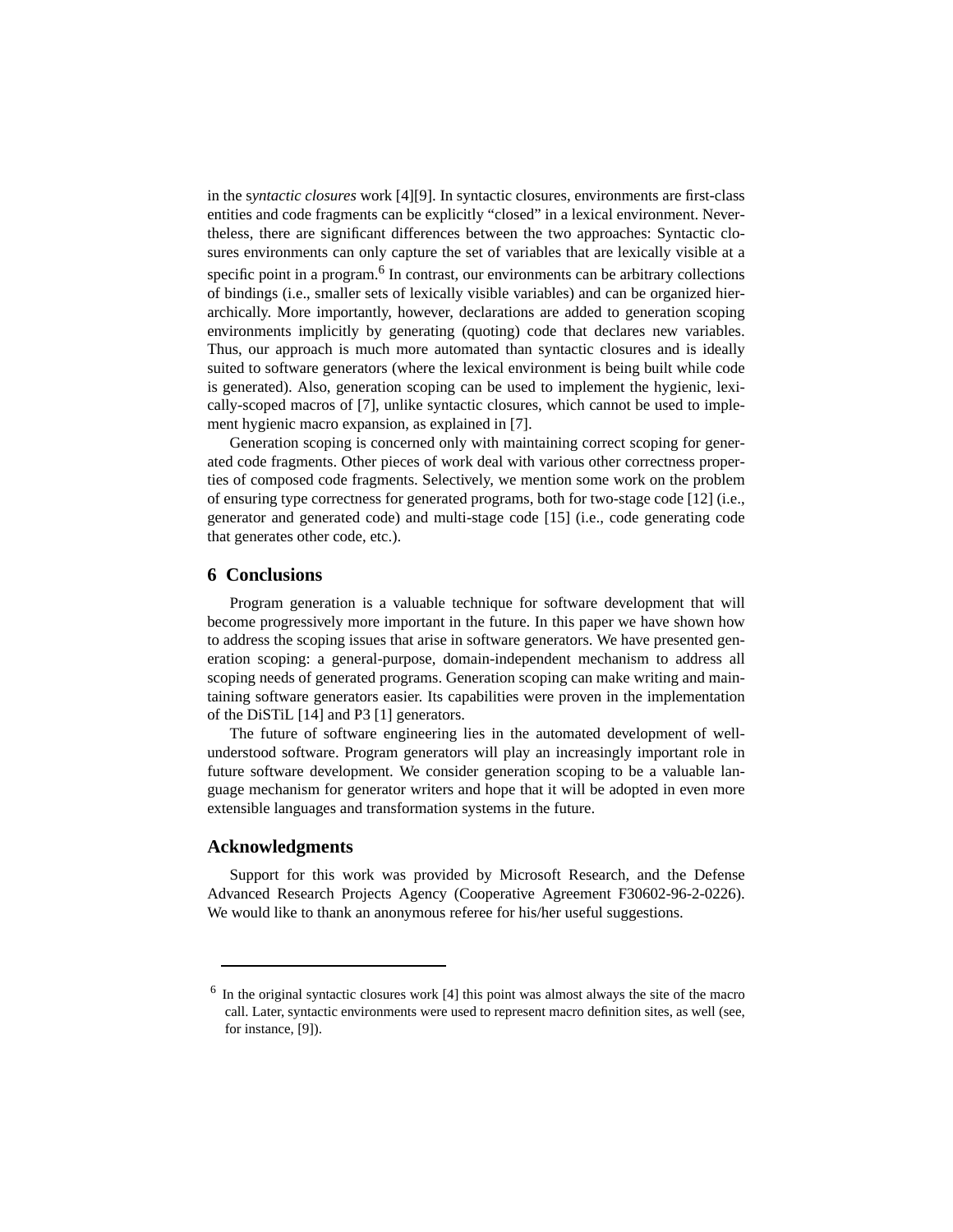in the s*yntactic closures* work [4][9]. In syntactic closures, environments are first-class entities and code fragments can be explicitly "closed" in a lexical environment. Nevertheless, there are significant differences between the two approaches: Syntactic closures environments can only capture the set of variables that are lexically visible at a specific point in a program.[6] In contrast, our environments can be arbitrary collections of bindings (i.e., smaller sets of lexically visible variables) and can be organized hierarchically. More importantly, however, declarations are added to generation scoping environments implicitly by generating (quoting) code that declares new variables. Thus, our approach is much more automated than syntactic closures and is ideally suited to software generators (where the lexical environment is being built while code is generated). Also, generation scoping can be used to implement the hygienic, lexically-scoped macros of [7], unlike syntactic closures, which cannot be used to implement hygienic macro expansion, as explained in [7].

Generation scoping is concerned only with maintaining correct scoping for generated code fragments. Other pieces of work deal with various other correctness properties of composed code fragments. Selectively, we mention some work on the problem of ensuring type correctness for generated programs, both for two-stage code [12] (i.e., generator and generated code) and multi-stage code [15] (i.e., code generating code that generates other code, etc.).

## 6 Conclusions

Program generation is a valuable technique for software development that will become progressively more important in the future. In this paper we have shown how to address the scoping issues that arise in software generators. We have presented generation scoping: a general-purpose, domain-independent mechanism to address all scoping needs of generated programs. Generation scoping can make writing and maintaining software generators easier. Its capabilities were proven in the implementation of the DiSTiL [14] and P3 [1] generators.

The future of software engineering lies in the automated development of well-understood software. Program generators will play an increasingly important role in future software development. We consider generation scoping to be a valuable language mechanism for generator writers and hope that it will be adopted in even more extensible languages and transformation systems in the future.

## Acknowledgments

Support for this work was provided by Microsoft Research, and the Defense Advanced Research Projects Agency (Cooperative Agreement F30602-96-2-0226). We would like to thank an anonymous referee for his/her useful suggestions.

---

[6] In the original syntactic closures work [4] this point was almost always the site of the macro call. Later, syntactic environments were used to represent macro definition sites, as well (see, for instance, [9]).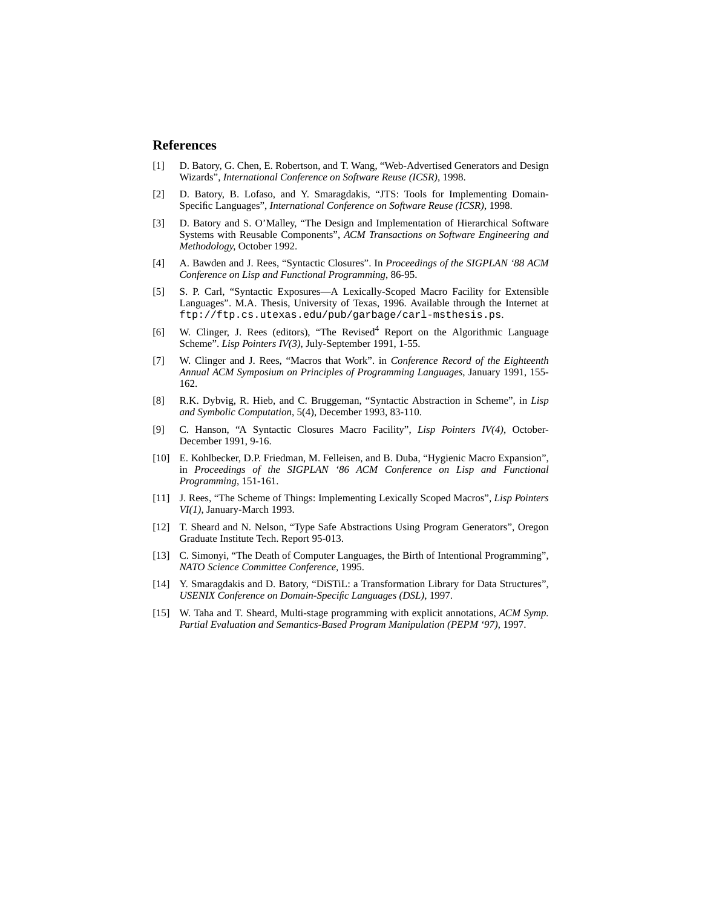## References

[1] D. Batory, G. Chen, E. Robertson, and T. Wang, “Web-Advertised Generators and Design Wizards”, *International Conference on Software Reuse (ICSR)*, 1998.

[2] D. Batory, B. Lofaso, and Y. Smaragdakis, “JTS: Tools for Implementing Domain-Specific Languages”, *International Conference on Software Reuse (ICSR)*, 1998.

[3] D. Batory and S. O’Malley, “The Design and Implementation of Hierarchical Software Systems with Reusable Components”, *ACM Transactions on Software Engineering and Methodology*, October 1992.

[4] A. Bawden and J. Rees, “Syntactic Closures”. In *Proceedings of the SIGPLAN ‘88 ACM Conference on Lisp and Functional Programming*, 86-95.

[5] S. P. Carl, “Syntactic Exposures—A Lexically-Scoped Macro Facility for Extensible Languages”. M.A. Thesis, University of Texas, 1996. Available through the Internet at `ftp://ftp.cs.utexas.edu/pub/garbage/carl-msthesis.ps`.

[6] W. Clinger, J. Rees (editors), “The Revised$^4$ Report on the Algorithmic Language Scheme”. *Lisp Pointers IV(3)*, July-September 1991, 1-55.

[7] W. Clinger and J. Rees, “Macros that Work”. in *Conference Record of the Eighteenth Annual ACM Symposium on Principles of Programming Languages*, January 1991, 155-162.

[8] R.K. Dybvig, R. Hieb, and C. Bruggeman, “Syntactic Abstraction in Scheme”, in *Lisp and Symbolic Computation*, 5(4), December 1993, 83-110.

[9] C. Hanson, “A Syntactic Closures Macro Facility”, *Lisp Pointers IV(4)*, October-December 1991, 9-16.

[10] E. Kohlbecker, D.P. Friedman, M. Felleisen, and B. Duba, “Hygienic Macro Expansion”, in *Proceedings of the SIGPLAN ‘86 ACM Conference on Lisp and Functional Programming*, 151-161.

[11] J. Rees, “The Scheme of Things: Implementing Lexically Scoped Macros”, *Lisp Pointers VI(1)*, January-March 1993.

[12] T. Sheard and N. Nelson, “Type Safe Abstractions Using Program Generators”, Oregon Graduate Institute Tech. Report 95-013.

[13] C. Simonyi, “The Death of Computer Languages, the Birth of Intentional Programming”, *NATO Science Committee Conference*, 1995.

[14] Y. Smaragdakis and D. Batory, “DiSTiL: a Transformation Library for Data Structures”, *USENIX Conference on Domain-Specific Languages (DSL)*, 1997.

[15] W. Taha and T. Sheard, Multi-stage programming with explicit annotations, *ACM Symp. Partial Evaluation and Semantics-Based Program Manipulation (PEPM ‘97)*, 1997.